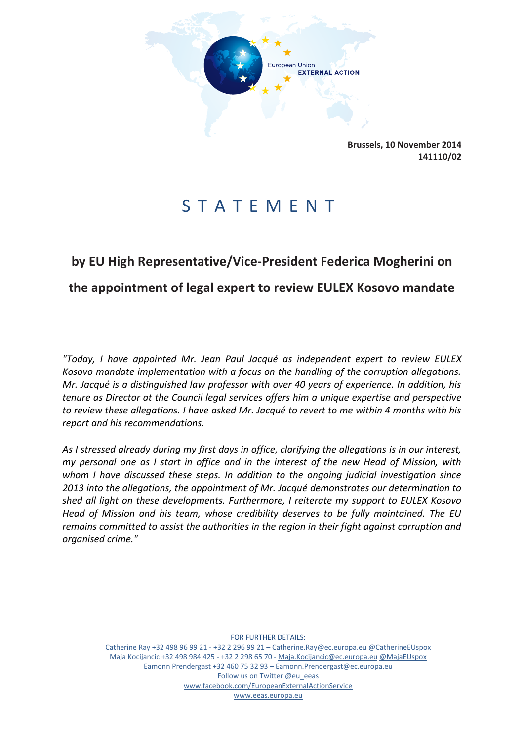European Union
EXTERNAL ACTION

**Brussels, 10 November 2014**
**141110/02**

# STATEMENT

## by EU High Representative/Vice-President Federica Mogherini on the appointment of legal expert to review EULEX Kosovo mandate

*"Today, I have appointed Mr. Jean Paul Jacqué as independent expert to review EULEX Kosovo mandate implementation with a focus on the handling of the corruption allegations. Mr. Jacqué is a distinguished law professor with over 40 years of experience. In addition, his tenure as Director at the Council legal services offers him a unique expertise and perspective to review these allegations. I have asked Mr. Jacqué to revert to me within 4 months with his report and his recommendations.*

*As I stressed already during my first days in office, clarifying the allegations is in our interest, my personal one as I start in office and in the interest of the new Head of Mission, with whom I have discussed these steps. In addition to the ongoing judicial investigation since 2013 into the allegations, the appointment of Mr. Jacqué demonstrates our determination to shed all light on these developments. Furthermore, I reiterate my support to EULEX Kosovo Head of Mission and his team, whose credibility deserves to be fully maintained. The EU remains committed to assist the authorities in the region in their fight against corruption and organised crime."*

FOR FURTHER DETAILS:
Catherine Ray +32 498 96 99 21 - +32 2 296 99 21 – Catherine.Ray@ec.europa.eu @CatherineEUspox
Maja Kocijancic +32 498 984 425 - +32 2 298 65 70 - Maja.Kocijancic@ec.europa.eu @MajaEUspox
Eamonn Prendergast +32 460 75 32 93 – Eamonn.Prendergast@ec.europa.eu
Follow us on Twitter @eu_eeas
www.facebook.com/EuropeanExternalActionService
www.eeas.europa.eu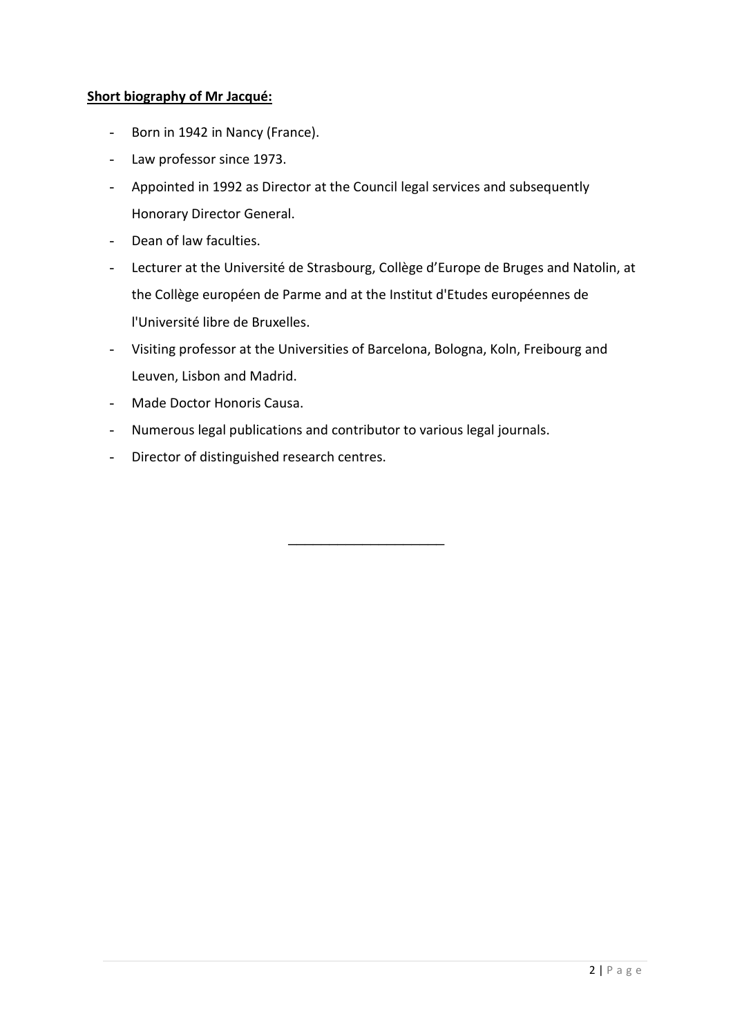**Short biography of Mr Jacqué:**

- Born in 1942 in Nancy (France).
- Law professor since 1973.
- Appointed in 1992 as Director at the Council legal services and subsequently Honorary Director General.
- Dean of law faculties.
- Lecturer at the Université de Strasbourg, Collège d'Europe de Bruges and Natolin, at the Collège européen de Parme and at the Institut d'Etudes européennes de l'Université libre de Bruxelles.
- Visiting professor at the Universities of Barcelona, Bologna, Koln, Freibourg and Leuven, Lisbon and Madrid.
- Made Doctor Honoris Causa.
- Numerous legal publications and contributor to various legal journals.
- Director of distinguished research centres.

---